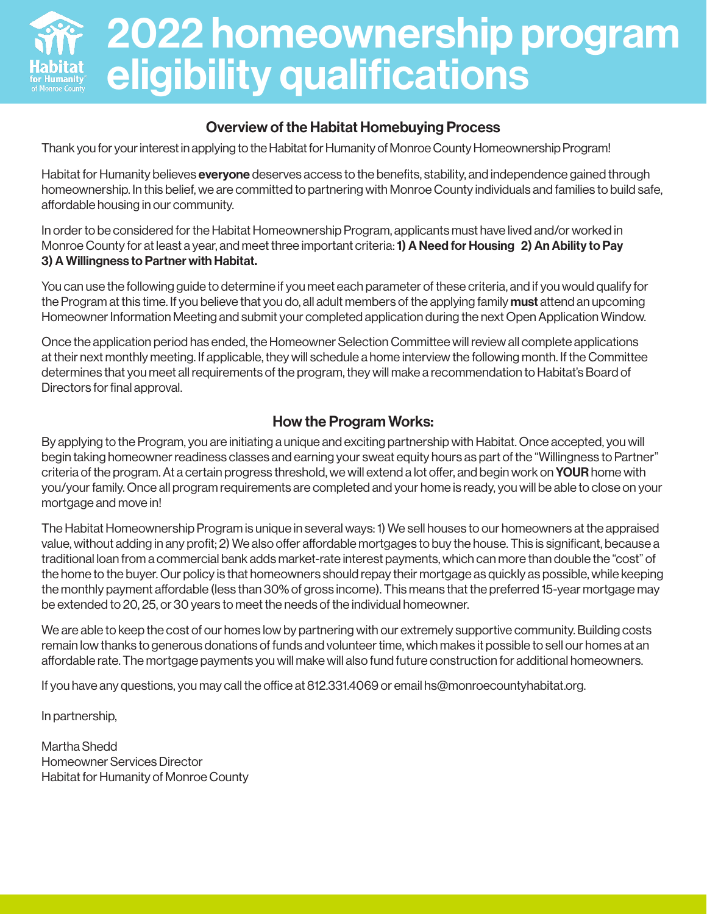# 2022 homeownership program eligibility qualifications

## Overview of the Habitat Homebuying Process

Thank you for your interest in applying to the Habitat for Humanity of Monroe County Homeownership Program!

Habitat for Humanity believes **everyone** deserves access to the benefits, stability, and independence gained through homeownership. In this belief, we are committed to partnering with Monroe County individuals and families to build safe, affordable housing in our community.

In order to be considered for the Habitat Homeownership Program, applicants must have lived and/or worked in Monroe County for at least a year, and meet three important criteria: **1) A Need for Housing 2) An Ability to Pay 3) A Willingness to Partner with Habitat.**

You can use the following guide to determine if you meet each parameter of these criteria, and if you would qualify for the Program at this time. If you believe that you do, all adult members of the applying family **must** attend an upcoming Homeowner Information Meeting and submit your completed application during the next Open Application Window.

Once the application period has ended, the Homeowner Selection Committee will review all complete applications at their next monthly meeting. If applicable, they will schedule a home interview the following month. If the Committee determines that you meet all requirements of the program, they will make a recommendation to Habitat's Board of Directors for final approval.

## How the Program Works:

By applying to the Program, you are initiating a unique and exciting partnership with Habitat. Once accepted, you will begin taking homeowner readiness classes and earning your sweat equity hours as part of the "Willingness to Partner" criteria of the program. At a certain progress threshold, we will extend a lot offer, and begin work on **YOUR** home with you/your family. Once all program requirements are completed and your home is ready, you will be able to close on your mortgage and move in!

The Habitat Homeownership Program is unique in several ways: 1) We sell houses to our homeowners at the appraised value, without adding in any profit; 2) We also offer affordable mortgages to buy the house. This is significant, because a traditional loan from a commercial bank adds market-rate interest payments, which can more than double the "cost" of the home to the buyer. Our policy is that homeowners should repay their mortgage as quickly as possible, while keeping the monthly payment affordable (less than 30% of gross income). This means that the preferred 15-year mortgage may be extended to 20, 25, or 30 years to meet the needs of the individual homeowner.

We are able to keep the cost of our homes low by partnering with our extremely supportive community. Building costs remain low thanks to generous donations of funds and volunteer time, which makes it possible to sell our homes at an affordable rate. The mortgage payments you will make will also fund future construction for additional homeowners.

If you have any questions, you may call the office at 812.331.4069 or email hs@monroecountyhabitat.org.

In partnership,

Martha Shedd
Homeowner Services Director
Habitat for Humanity of Monroe County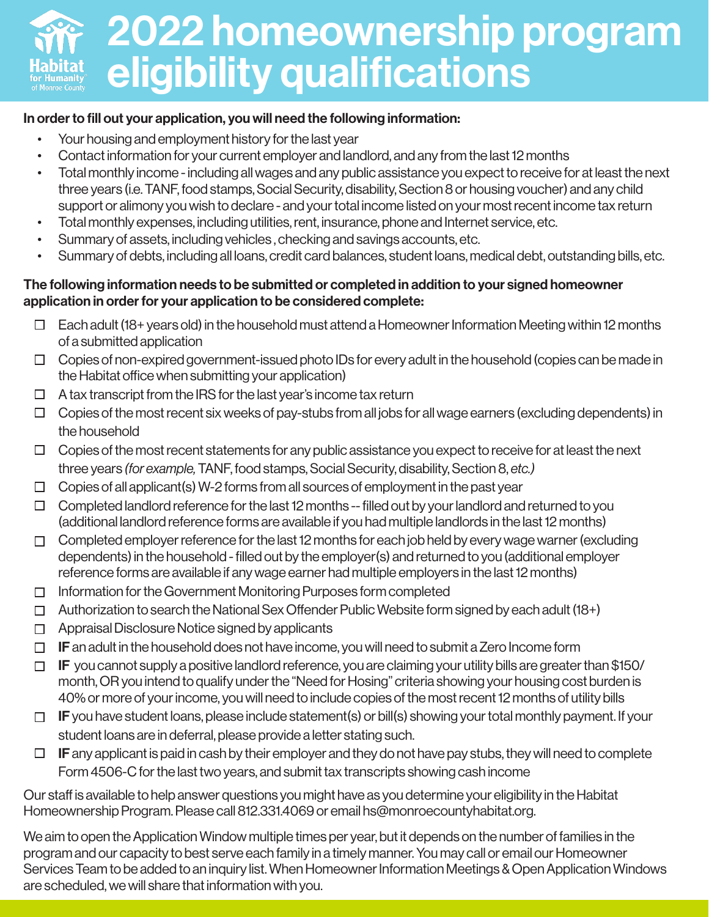# 2022 homeownership program eligibility qualifications

**In order to fill out your application, you will need the following information:**

- Your housing and employment history for the last year
- Contact information for your current employer and landlord, and any from the last 12 months
- Total monthly income - including all wages and any public assistance you expect to receive for at least the next three years (i.e. TANF, food stamps, Social Security, disability, Section 8 or housing voucher) and any child support or alimony you wish to declare - and your total income listed on your most recent income tax return
- Total monthly expenses, including utilities, rent, insurance, phone and Internet service, etc.
- Summary of assets, including vehicles , checking and savings accounts, etc.
- Summary of debts, including all loans, credit card balances, student loans, medical debt, outstanding bills, etc.

**The following information needs to be submitted or completed in addition to your signed homeowner application in order for your application to be considered complete:**

- ☐ Each adult (18+ years old) in the household must attend a Homeowner Information Meeting within 12 months of a submitted application
- ☐ Copies of non-expired government-issued photo IDs for every adult in the household (copies can be made in the Habitat office when submitting your application)
- ☐ A tax transcript from the IRS for the last year's income tax return
- ☐ Copies of the most recent six weeks of pay-stubs from all jobs for all wage earners (excluding dependents) in the household
- ☐ Copies of the most recent statements for any public assistance you expect to receive for at least the next three years *(for example,* TANF, food stamps, Social Security, disability, Section 8, *etc.)*
- ☐ Copies of all applicant(s) W-2 forms from all sources of employment in the past year
- ☐ Completed landlord reference for the last 12 months -- filled out by your landlord and returned to you (additional landlord reference forms are available if you had multiple landlords in the last 12 months)
- ☐ Completed employer reference for the last 12 months for each job held by every wage warner (excluding dependents) in the household - filled out by the employer(s) and returned to you (additional employer reference forms are available if any wage earner had multiple employers in the last 12 months)
- ☐ Information for the Government Monitoring Purposes form completed
- ☐ Authorization to search the National Sex Offender Public Website form signed by each adult (18+)
- ☐ Appraisal Disclosure Notice signed by applicants
- ☐ **IF** an adult in the household does not have income, you will need to submit a Zero Income form
- ☐ **IF** you cannot supply a positive landlord reference, you are claiming your utility bills are greater than $150/month, OR you intend to qualify under the "Need for Hosing" criteria showing your housing cost burden is 40% or more of your income, you will need to include copies of the most recent 12 months of utility bills
- ☐ **IF** you have student loans, please include statement(s) or bill(s) showing your total monthly payment. If your student loans are in deferral, please provide a letter stating such.
- ☐ **IF** any applicant is paid in cash by their employer and they do not have pay stubs, they will need to complete Form 4506-C for the last two years, and submit tax transcripts showing cash income

Our staff is available to help answer questions you might have as you determine your eligibility in the Habitat Homeownership Program. Please call 812.331.4069 or email hs@monroecountyhabitat.org.

We aim to open the Application Window multiple times per year, but it depends on the number of families in the program and our capacity to best serve each family in a timely manner. You may call or email our Homeowner Services Team to be added to an inquiry list. When Homeowner Information Meetings & Open Application Windows are scheduled, we will share that information with you.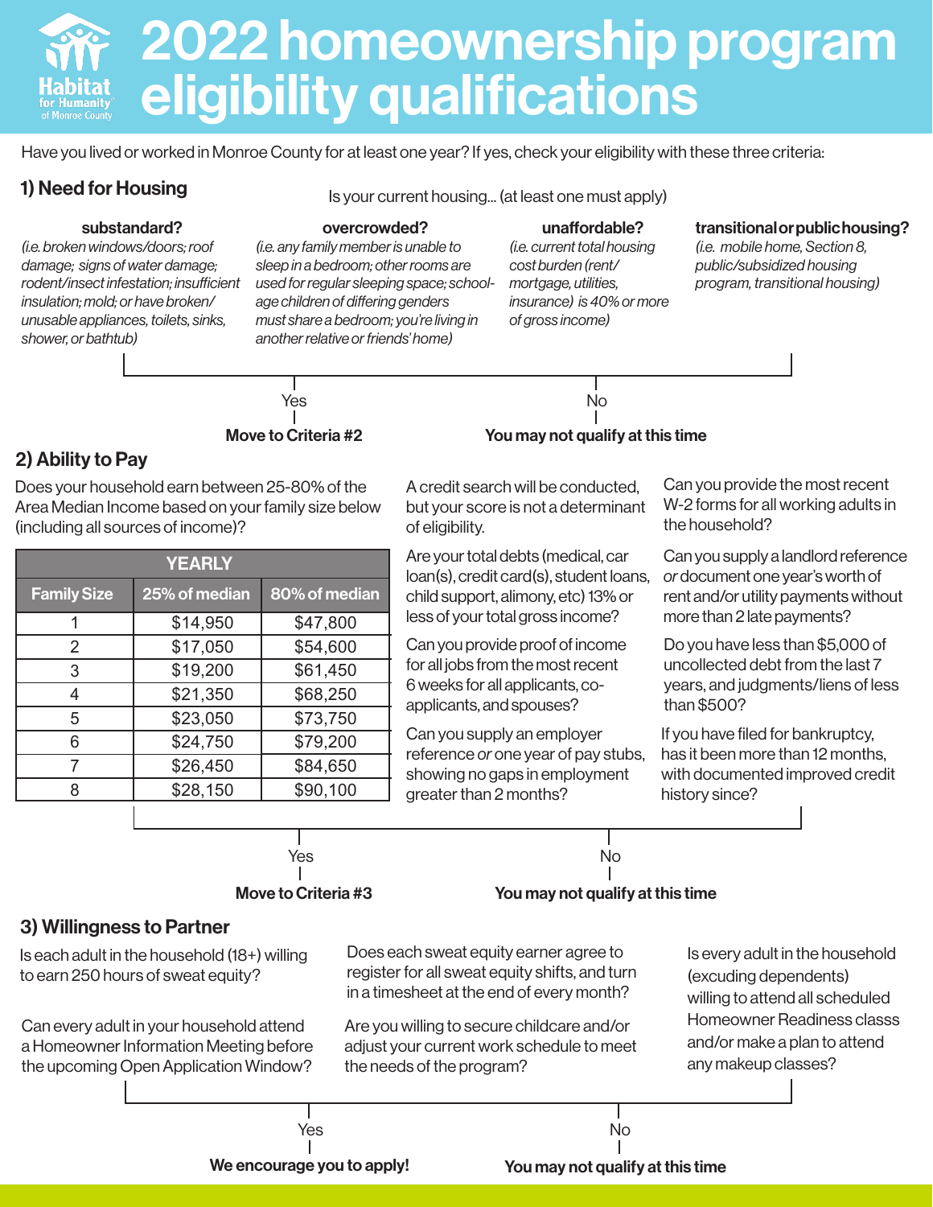# 2022 homeownership program eligibility qualifications

Habitat for Humanity of Monroe County

Have you lived or worked in Monroe County for at least one year? If yes, check your eligibility with these three criteria:

## 1) Need for Housing

Is your current housing... (at least one must apply)

**substandard?**
*(i.e. broken windows/doors; roof damage; signs of water damage; rodent/insect infestation; insufficient insulation; mold; or have broken/unusable appliances, toilets, sinks, shower, or bathtub)*

**overcrowded?**
*(i.e. any family member is unable to sleep in a bedroom; other rooms are used for regular sleeping space; school-age children of differing genders must share a bedroom; you're living in another relative or friends' home)*

**unaffordable?**
*(i.e. current total housing cost burden (rent/mortgage, utilities, insurance) is 40% or more of gross income)*

**transitional or public housing?**
*(i.e. mobile home, Section 8, public/subsidized housing program, transitional housing)*

Yes — **Move to Criteria #2**

No — **You may not qualify at this time**

## 2) Ability to Pay

Does your household earn between 25-80% of the Area Median Income based on your family size below (including all sources of income)?

| YEARLY | | |
|---|---|---|
| Family Size | 25% of median | 80% of median |
| 1 | $14,950 | $47,800 |
| 2 | $17,050 | $54,600 |
| 3 | $19,200 | $61,450 |
| 4 | $21,350 | $68,250 |
| 5 | $23,050 | $73,750 |
| 6 | $24,750 | $79,200 |
| 7 | $26,450 | $84,650 |
| 8 | $28,150 | $90,100 |

A credit search will be conducted, but your score is not a determinant of eligibility.

Are your total debts (medical, car loan(s), credit card(s), student loans, child support, alimony, etc) 13% or less of your total gross income?

Can you provide proof of income for all jobs from the most recent 6 weeks for all applicants, co-applicants, and spouses?

Can you supply an employer reference *or* one year of pay stubs, showing no gaps in employment greater than 2 months?

Can you provide the most recent W-2 forms for all working adults in the household?

Can you supply a landlord reference *or* document one year's worth of rent and/or utility payments without more than 2 late payments?

Do you have less than $5,000 of uncollected debt from the last 7 years, and judgments/liens of less than $500?

If you have filed for bankruptcy, has it been more than 12 months, with documented improved credit history since?

Yes — **Move to Criteria #3**

No — **You may not qualify at this time**

## 3) Willingness to Partner

Is each adult in the household (18+) willing to earn 250 hours of sweat equity?

Can every adult in your household attend a Homeowner Information Meeting before the upcoming Open Application Window?

Does each sweat equity earner agree to register for all sweat equity shifts, and turn in a timesheet at the end of every month?

Are you willing to secure childcare and/or adjust your current work schedule to meet the needs of the program?

Is every adult in the household (excuding dependents) willing to attend all scheduled Homeowner Readiness classs and/or make a plan to attend any makeup classes?

Yes — **We encourage you to apply!**

No — **You may not qualify at this time**